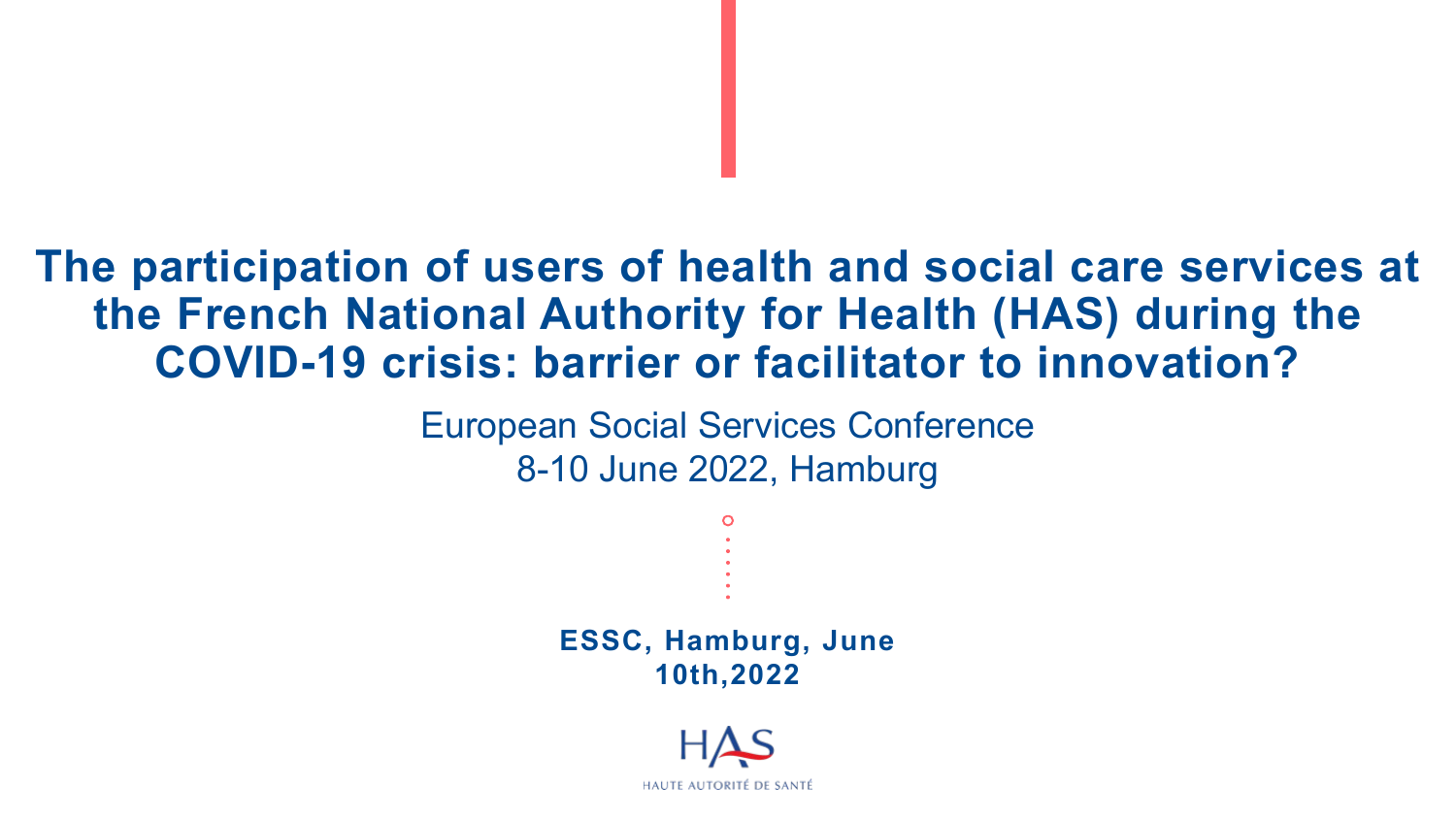# The participation of users of health and social care services at the French National Authority for Health (HAS) during the COVID-19 crisis: barrier or facilitator to innovation?

European Social Services Conference
8-10 June 2022, Hamburg

**ESSC, Hamburg, June 10th,2022**

HAS
HAUTE AUTORITÉ DE SANTÉ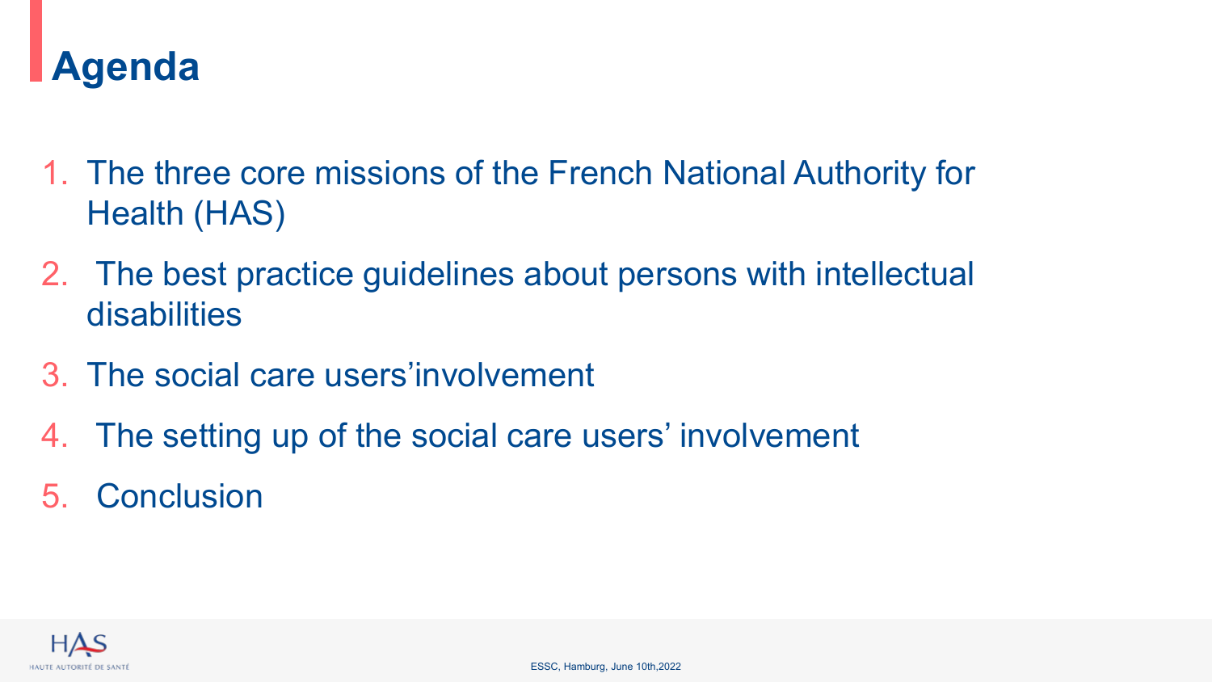# Agenda

1. The three core missions of the French National Authority for Health (HAS)
2. The best practice guidelines about persons with intellectual disabilities
3. The social care users'involvement
4. The setting up of the social care users' involvement
5. Conclusion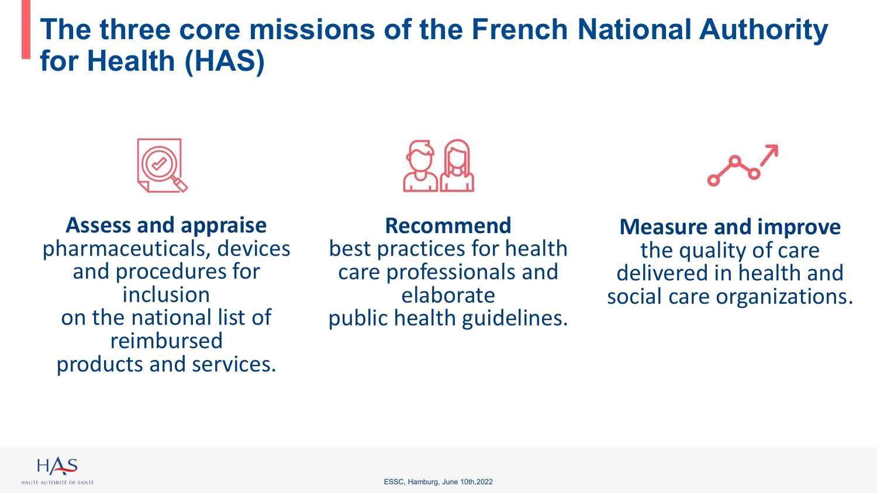# The three core missions of the French National Authority for Health (HAS)

**Assess and appraise** pharmaceuticals, devices and procedures for inclusion on the national list of reimbursed products and services.

**Recommend** best practices for health care professionals and elaborate public health guidelines.

**Measure and improve** the quality of care delivered in health and social care organizations.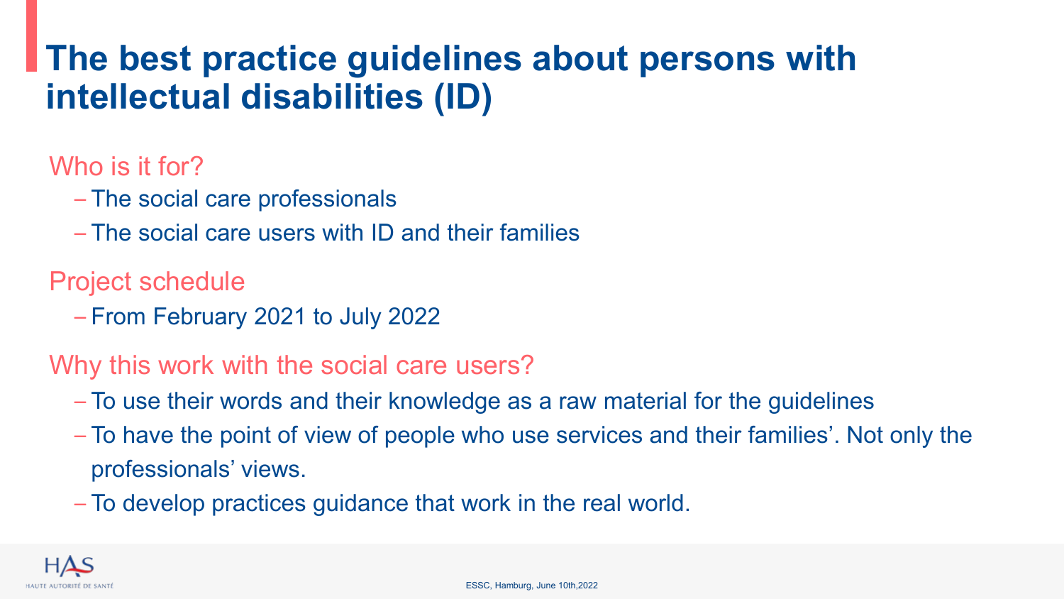# The best practice guidelines about persons with intellectual disabilities (ID)

## Who is it for?

- The social care professionals
- The social care users with ID and their families

## Project schedule

- From February 2021 to July 2022

## Why this work with the social care users?

- To use their words and their knowledge as a raw material for the guidelines
- To have the point of view of people who use services and their families'. Not only the professionals' views.
- To develop practices guidance that work in the real world.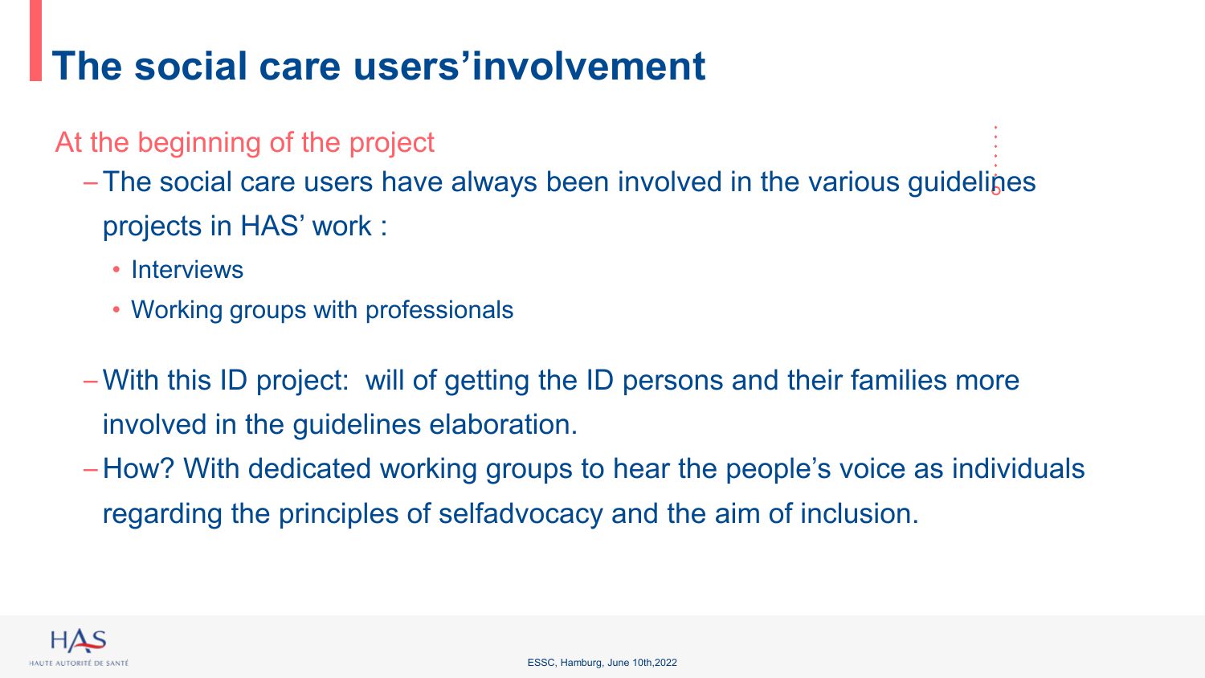# The social care users'involvement

At the beginning of the project

- The social care users have always been involved in the various guidelines projects in HAS' work :
  - Interviews
  - Working groups with professionals
- With this ID project: will of getting the ID persons and their families more involved in the guidelines elaboration.
- How? With dedicated working groups to hear the people's voice as individuals regarding the principles of selfadvocacy and the aim of inclusion.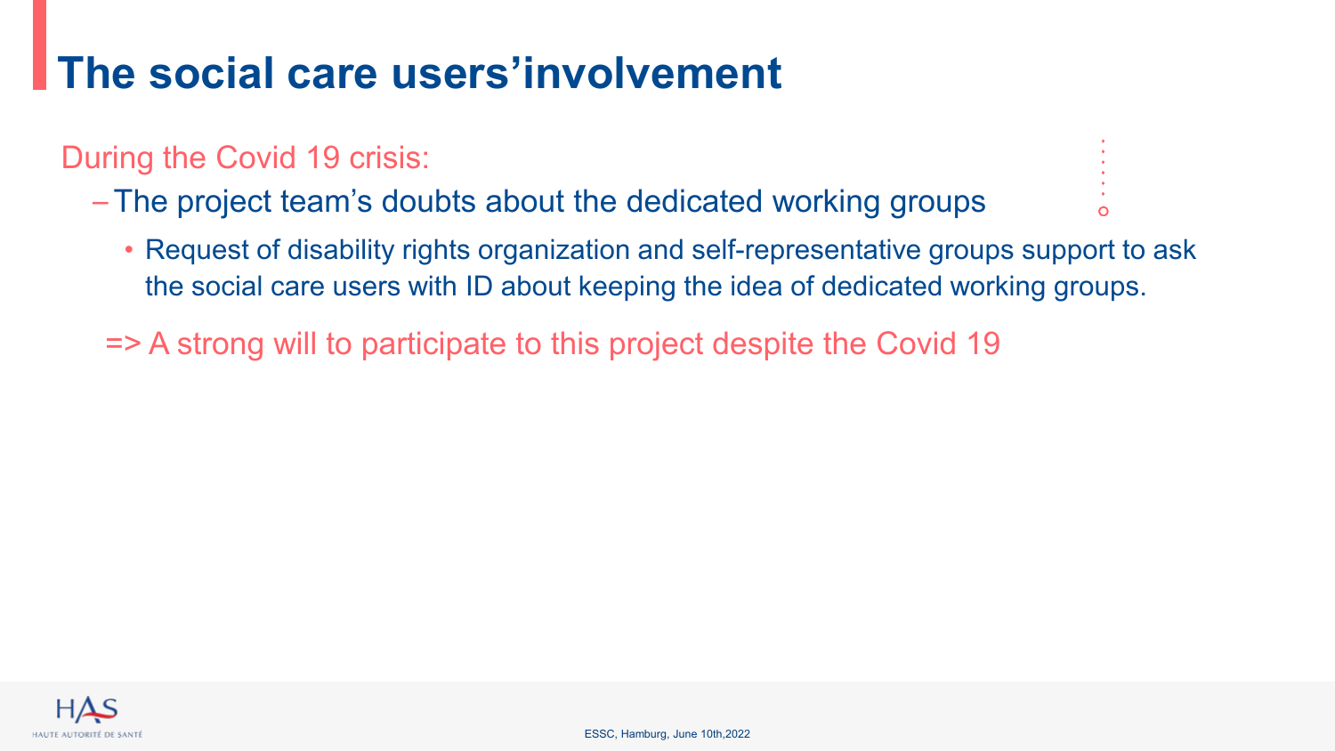# The social care users'involvement

During the Covid 19 crisis:

- The project team's doubts about the dedicated working groups
  - Request of disability rights organization and self-representative groups support to ask the social care users with ID about keeping the idea of dedicated working groups.

=> A strong will to participate to this project despite the Covid 19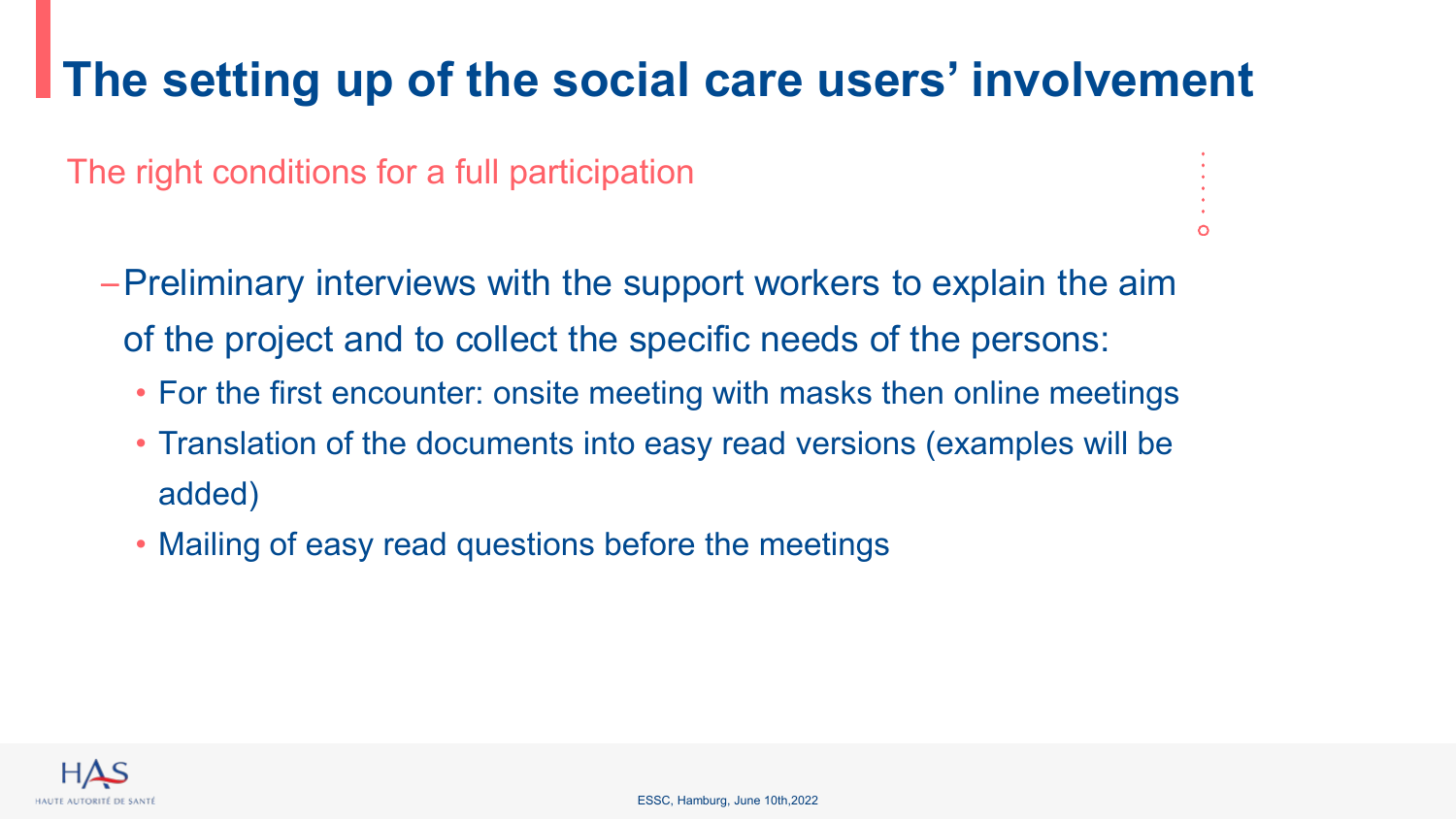# The setting up of the social care users' involvement

## The right conditions for a full participation

- Preliminary interviews with the support workers to explain the aim of the project and to collect the specific needs of the persons:
  - For the first encounter: onsite meeting with masks then online meetings
  - Translation of the documents into easy read versions (examples will be added)
  - Mailing of easy read questions before the meetings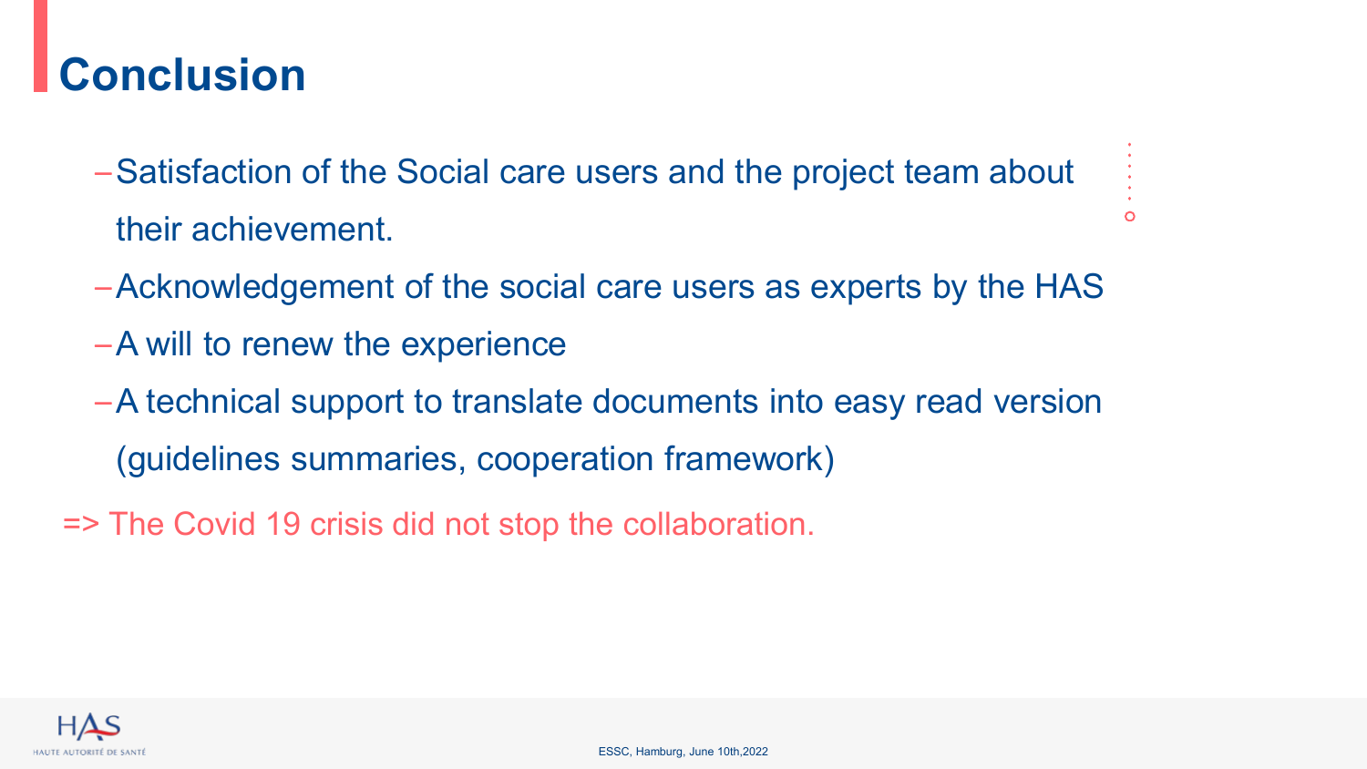# Conclusion

- Satisfaction of the Social care users and the project team about their achievement.
- Acknowledgement of the social care users as experts by the HAS
- A will to renew the experience
- A technical support to translate documents into easy read version (guidelines summaries, cooperation framework)

=> The Covid 19 crisis did not stop the collaboration.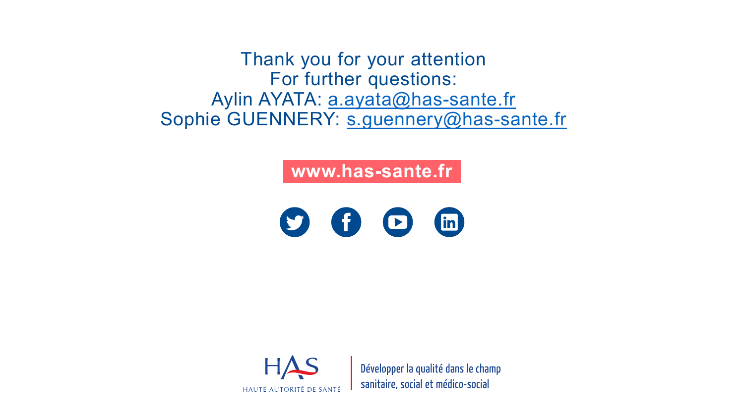Thank you for your attention
For further questions:
Aylin AYATA: a.ayata@has-sante.fr
Sophie GUENNERY: s.guennery@has-sante.fr

**www.has-sante.fr**

HAS
HAUTE AUTORITÉ DE SANTÉ

Développer la qualité dans le champ
sanitaire, social et médico-social